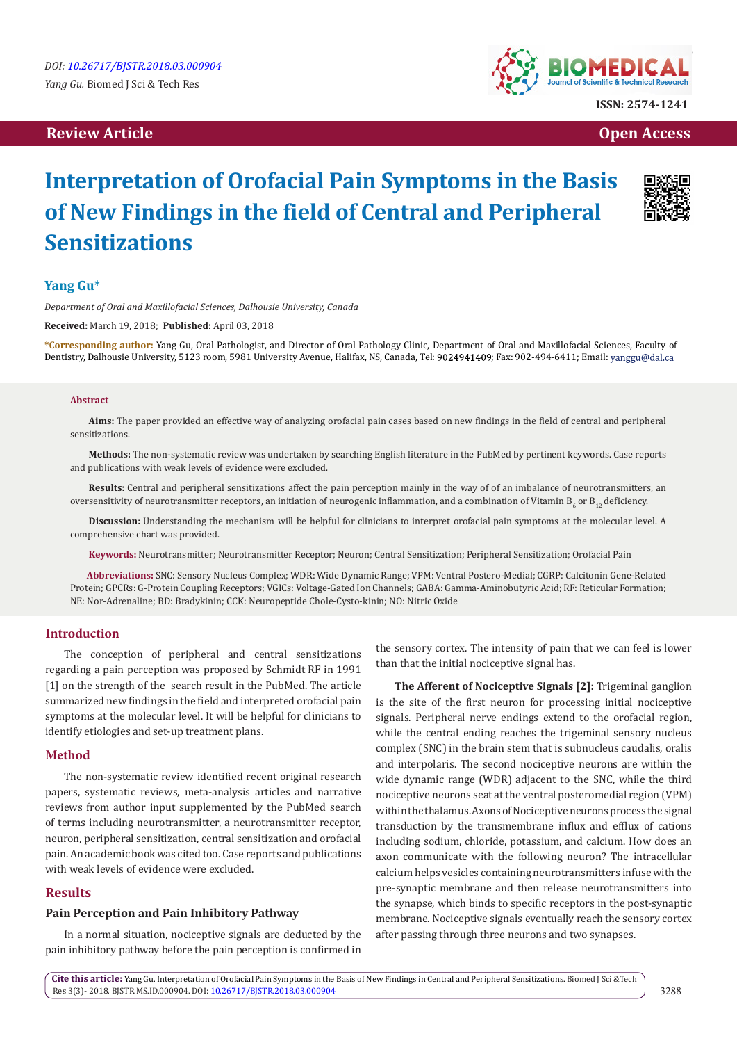DOI: 10.26717/BJSTR.2018.03.000904

*Yang Gu.* Biomed J Sci & Tech Res

ISSN: 2574-1241

**Review Article** | **Open Access**

# Interpretation of Orofacial Pain Symptoms in the Basis of New Findings in the field of Central and Peripheral Sensitizations

**Yang Gu***

*Department of Oral and Maxillofacial Sciences, Dalhousie University, Canada*

**Received:** March 19, 2018; **Published:** April 03, 2018

**\*Corresponding author:** Yang Gu, Oral Pathologist, and Director of Oral Pathology Clinic, Department of Oral and Maxillofacial Sciences, Faculty of Dentistry, Dalhousie University, 5123 room, 5981 University Avenue, Halifax, NS, Canada, Tel: 9024941409; Fax: 902-494-6411; Email: yanggu@dal.ca

## Abstract

**Aims:** The paper provided an effective way of analyzing orofacial pain cases based on new findings in the field of central and peripheral sensitizations.

**Methods:** The non-systematic review was undertaken by searching English literature in the PubMed by pertinent keywords. Case reports and publications with weak levels of evidence were excluded.

**Results:** Central and peripheral sensitizations affect the pain perception mainly in the way of of an imbalance of neurotransmitters, an oversensitivity of neurotransmitter receptors, an initiation of neurogenic inflammation, and a combination of Vitamin $B_6$ or $B_{12}$ deficiency.

**Discussion:** Understanding the mechanism will be helpful for clinicians to interpret orofacial pain symptoms at the molecular level. A comprehensive chart was provided.

**Keywords:** Neurotransmitter; Neurotransmitter Receptor; Neuron; Central Sensitization; Peripheral Sensitization; Orofacial Pain

**Abbreviations:** SNC: Sensory Nucleus Complex; WDR: Wide Dynamic Range; VPM: Ventral Postero-Medial; CGRP: Calcitonin Gene-Related Protein; GPCRs: G-Protein Coupling Receptors; VGICs: Voltage-Gated Ion Channels; GABA: Gamma-Aminobutyric Acid; RF: Reticular Formation; NE: Nor-Adrenaline; BD: Bradykinin; CCK: Neuropeptide Chole-Cysto-kinin; NO: Nitric Oxide

## Introduction

The conception of peripheral and central sensitizations regarding a pain perception was proposed by Schmidt RF in 1991 [1] on the strength of the search result in the PubMed. The article summarized new findings in the field and interpreted orofacial pain symptoms at the molecular level. It will be helpful for clinicians to identify etiologies and set-up treatment plans.

## Method

The non-systematic review identified recent original research papers, systematic reviews, meta-analysis articles and narrative reviews from author input supplemented by the PubMed search of terms including neurotransmitter, a neurotransmitter receptor, neuron, peripheral sensitization, central sensitization and orofacial pain. An academic book was cited too. Case reports and publications with weak levels of evidence were excluded.

## Results

### Pain Perception and Pain Inhibitory Pathway

In a normal situation, nociceptive signals are deducted by the pain inhibitory pathway before the pain perception is confirmed in the sensory cortex. The intensity of pain that we can feel is lower than that the initial nociceptive signal has.

**The Afferent of Nociceptive Signals [2]:** Trigeminal ganglion is the site of the first neuron for processing initial nociceptive signals. Peripheral nerve endings extend to the orofacial region, while the central ending reaches the trigeminal sensory nucleus complex (SNC) in the brain stem that is subnucleus caudalis, oralis and interpolaris. The second nociceptive neurons are within the wide dynamic range (WDR) adjacent to the SNC, while the third nociceptive neurons seat at the ventral posteromedial region (VPM) within the thalamus. Axons of Nociceptive neurons process the signal transduction by the transmembrane influx and efflux of cations including sodium, chloride, potassium, and calcium. How does an axon communicate with the following neuron? The intracellular calcium helps vesicles containing neurotransmitters infuse with the pre-synaptic membrane and then release neurotransmitters into the synapse, which binds to specific receptors in the post-synaptic membrane. Nociceptive signals eventually reach the sensory cortex after passing through three neurons and two synapses.

**Cite this article:** Yang Gu. Interpretation of Orofacial Pain Symptoms in the Basis of New Findings in Central and Peripheral Sensitizations. Biomed J Sci & Tech Res 3(3)- 2018. BJSTR.MS.ID.000904. DOI: 10.26717/BJSTR.2018.03.000904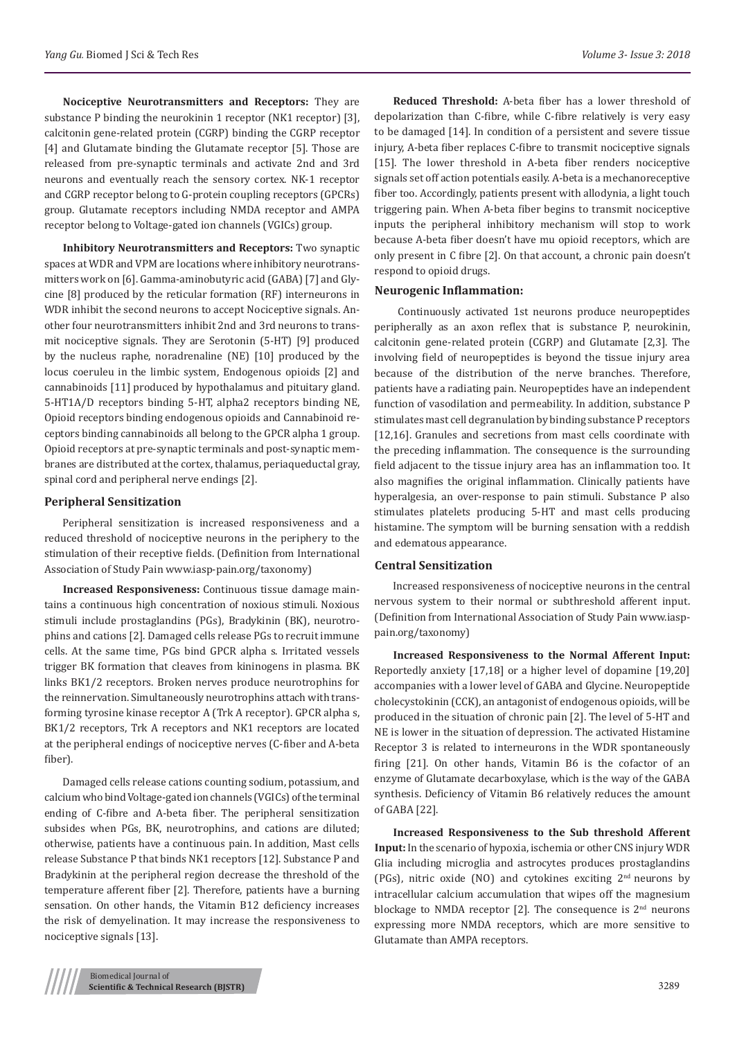**Nociceptive Neurotransmitters and Receptors:** They are substance P binding the neurokinin 1 receptor (NK1 receptor) [3], calcitonin gene-related protein (CGRP) binding the CGRP receptor [4] and Glutamate binding the Glutamate receptor [5]. Those are released from pre-synaptic terminals and activate 2nd and 3rd neurons and eventually reach the sensory cortex. NK-1 receptor and CGRP receptor belong to G-protein coupling receptors (GPCRs) group. Glutamate receptors including NMDA receptor and AMPA receptor belong to Voltage-gated ion channels (VGICs) group.

**Inhibitory Neurotransmitters and Receptors:** Two synaptic spaces at WDR and VPM are locations where inhibitory neurotransmitters work on [6]. Gamma-aminobutyric acid (GABA) [7] and Glycine [8] produced by the reticular formation (RF) interneurons in WDR inhibit the second neurons to accept Nociceptive signals. Another four neurotransmitters inhibit 2nd and 3rd neurons to transmit nociceptive signals. They are Serotonin (5-HT) [9] produced by the nucleus raphe, noradrenaline (NE) [10] produced by the locus coeruleu in the limbic system, Endogenous opioids [2] and cannabinoids [11] produced by hypothalamus and pituitary gland. 5-HT1A/D receptors binding 5-HT, alpha2 receptors binding NE, Opioid receptors binding endogenous opioids and Cannabinoid receptors binding cannabinoids all belong to the GPCR alpha 1 group. Opioid receptors at pre-synaptic terminals and post-synaptic membranes are distributed at the cortex, thalamus, periaqueductal gray, spinal cord and peripheral nerve endings [2].

### Peripheral Sensitization

Peripheral sensitization is increased responsiveness and a reduced threshold of nociceptive neurons in the periphery to the stimulation of their receptive fields. (Definition from International Association of Study Pain www.iasp-pain.org/taxonomy)

**Increased Responsiveness:** Continuous tissue damage maintains a continuous high concentration of noxious stimuli. Noxious stimuli include prostaglandins (PGs), Bradykinin (BK), neurotrophins and cations [2]. Damaged cells release PGs to recruit immune cells. At the same time, PGs bind GPCR alpha s. Irritated vessels trigger BK formation that cleaves from kininogens in plasma. BK links BK1/2 receptors. Broken nerves produce neurotrophins for the reinnervation. Simultaneously neurotrophins attach with transforming tyrosine kinase receptor A (Trk A receptor). GPCR alpha s, BK1/2 receptors, Trk A receptors and NK1 receptors are located at the peripheral endings of nociceptive nerves (C-fiber and A-beta fiber).

Damaged cells release cations counting sodium, potassium, and calcium who bind Voltage-gated ion channels (VGICs) of the terminal ending of C-fibre and A-beta fiber. The peripheral sensitization subsides when PGs, BK, neurotrophins, and cations are diluted; otherwise, patients have a continuous pain. In addition, Mast cells release Substance P that binds NK1 receptors [12]. Substance P and Bradykinin at the peripheral region decrease the threshold of the temperature afferent fiber [2]. Therefore, patients have a burning sensation. On other hands, the Vitamin B12 deficiency increases the risk of demyelination. It may increase the responsiveness to nociceptive signals [13].

**Reduced Threshold:** A-beta fiber has a lower threshold of depolarization than C-fibre, while C-fibre relatively is very easy to be damaged [14]. In condition of a persistent and severe tissue injury, A-beta fiber replaces C-fibre to transmit nociceptive signals [15]. The lower threshold in A-beta fiber renders nociceptive signals set off action potentials easily. A-beta is a mechanoreceptive fiber too. Accordingly, patients present with allodynia, a light touch triggering pain. When A-beta fiber begins to transmit nociceptive inputs the peripheral inhibitory mechanism will stop to work because A-beta fiber doesn't have mu opioid receptors, which are only present in C fibre [2]. On that account, a chronic pain doesn't respond to opioid drugs.

### Neurogenic Inflammation:

Continuously activated 1st neurons produce neuropeptides peripherally as an axon reflex that is substance P, neurokinin, calcitonin gene-related protein (CGRP) and Glutamate [2,3]. The involving field of neuropeptides is beyond the tissue injury area because of the distribution of the nerve branches. Therefore, patients have a radiating pain. Neuropeptides have an independent function of vasodilation and permeability. In addition, substance P stimulates mast cell degranulation by binding substance P receptors [12,16]. Granules and secretions from mast cells coordinate with the preceding inflammation. The consequence is the surrounding field adjacent to the tissue injury area has an inflammation too. It also magnifies the original inflammation. Clinically patients have hyperalgesia, an over-response to pain stimuli. Substance P also stimulates platelets producing 5-HT and mast cells producing histamine. The symptom will be burning sensation with a reddish and edematous appearance.

### Central Sensitization

Increased responsiveness of nociceptive neurons in the central nervous system to their normal or subthreshold afferent input. (Definition from International Association of Study Pain www.iasp-pain.org/taxonomy)

**Increased Responsiveness to the Normal Afferent Input:** Reportedly anxiety [17,18] or a higher level of dopamine [19,20] accompanies with a lower level of GABA and Glycine. Neuropeptide cholecystokinin (CCK), an antagonist of endogenous opioids, will be produced in the situation of chronic pain [2]. The level of 5-HT and NE is lower in the situation of depression. The activated Histamine Receptor 3 is related to interneurons in the WDR spontaneously firing [21]. On other hands, Vitamin B6 is the cofactor of an enzyme of Glutamate decarboxylase, which is the way of the GABA synthesis. Deficiency of Vitamin B6 relatively reduces the amount of GABA [22].

**Increased Responsiveness to the Sub threshold Afferent Input:** In the scenario of hypoxia, ischemia or other CNS injury WDR Glia including microglia and astrocytes produces prostaglandins (PGs), nitric oxide (NO) and cytokines exciting 2nd neurons by intracellular calcium accumulation that wipes off the magnesium blockage to NMDA receptor [2]. The consequence is 2nd neurons expressing more NMDA receptors, which are more sensitive to Glutamate than AMPA receptors.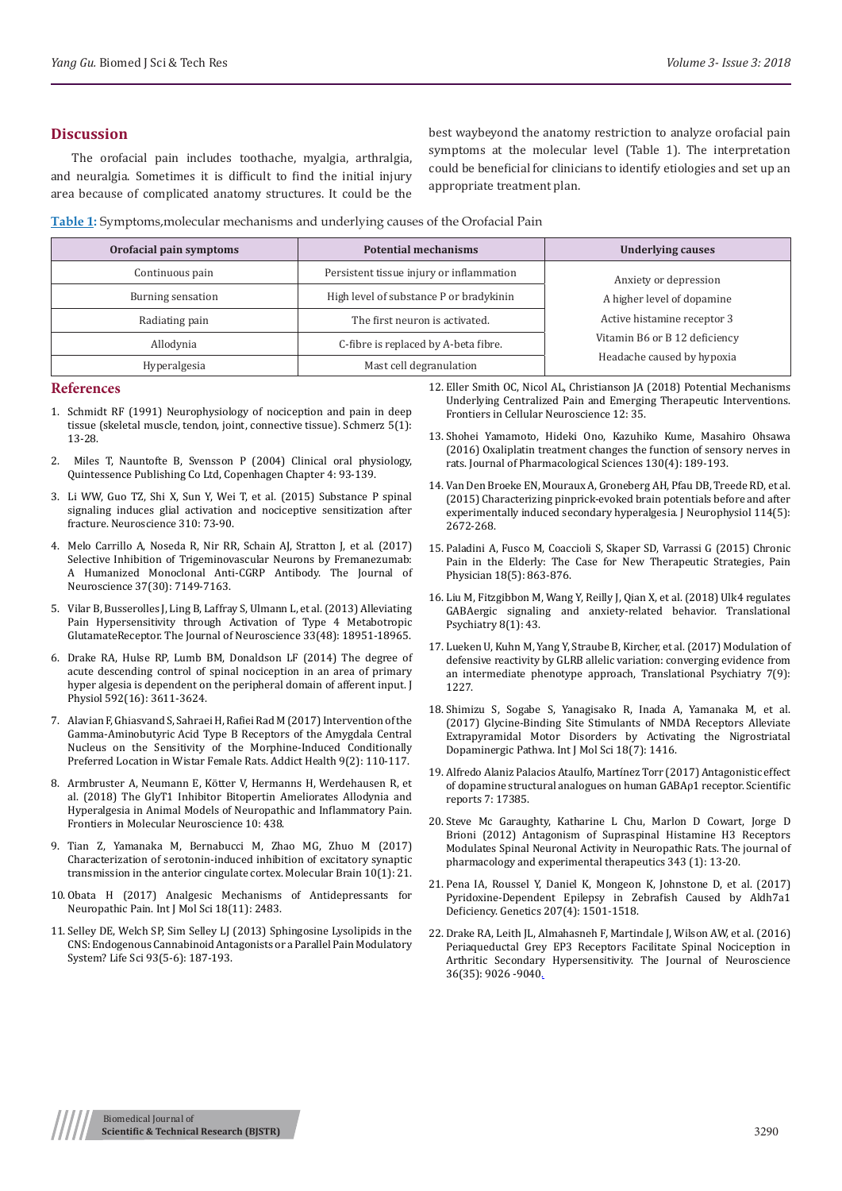## Discussion

The orofacial pain includes toothache, myalgia, arthralgia, and neuralgia. Sometimes it is difficult to find the initial injury area because of complicated anatomy structures. It could be the best waybeyond the anatomy restriction to analyze orofacial pain symptoms at the molecular level (Table 1). The interpretation could be beneficial for clinicians to identify etiologies and set up an appropriate treatment plan.

**Table 1:** Symptoms,molecular mechanisms and underlying causes of the Orofacial Pain

| Orofacial pain symptoms | Potential mechanisms | Underlying causes |
|---|---|---|
| Continuous pain | Persistent tissue injury or inflammation | Anxiety or depression<br>A higher level of dopamine<br>Active histamine receptor 3<br>Vitamin B6 or B 12 deficiency<br>Headache caused by hypoxia |
| Burning sensation | High level of substance P or bradykinin | |
| Radiating pain | The first neuron is activated. | |
| Allodynia | C-fibre is replaced by A-beta fibre. | |
| Hyperalgesia | Mast cell degranulation | |

## References

1. Schmidt RF (1991) Neurophysiology of nociception and pain in deep tissue (skeletal muscle, tendon, joint, connective tissue). Schmerz 5(1): 13-28.
2. Miles T, Nauntofte B, Svensson P (2004) Clinical oral physiology, Quintessence Publishing Co Ltd, Copenhagen Chapter 4: 93-139.
3. Li WW, Guo TZ, Shi X, Sun Y, Wei T, et al. (2015) Substance P spinal signaling induces glial activation and nociceptive sensitization after fracture. Neuroscience 310: 73-90.
4. Melo Carrillo A, Noseda R, Nir RR, Schain AJ, Stratton J, et al. (2017) Selective Inhibition of Trigeminovascular Neurons by Fremanezumab: A Humanized Monoclonal Anti-CGRP Antibody. The Journal of Neuroscience 37(30): 7149-7163.
5. Vilar B, Busserolles J, Ling B, Laffray S, Ulmann L, et al. (2013) Alleviating Pain Hypersensitivity through Activation of Type 4 Metabotropic GlutamateReceptor. The Journal of Neuroscience 33(48): 18951-18965.
6. Drake RA, Hulse RP, Lumb BM, Donaldson LF (2014) The degree of acute descending control of spinal nociception in an area of primary hyper algesia is dependent on the peripheral domain of afferent input. J Physiol 592(16): 3611-3624.
7. Alavian F, Ghiasvand S, Sahraei H, Rafiei Rad M (2017) Intervention of the Gamma-Aminobutyric Acid Type B Receptors of the Amygdala Central Nucleus on the Sensitivity of the Morphine-Induced Conditionally Preferred Location in Wistar Female Rats. Addict Health 9(2): 110-117.
8. Armbruster A, Neumann E, Kötter V, Hermanns H, Werdehausen R, et al. (2018) The GlyT1 Inhibitor Bitopertin Ameliorates Allodynia and Hyperalgesia in Animal Models of Neuropathic and Inflammatory Pain. Frontiers in Molecular Neuroscience 10: 438.
9. Tian Z, Yamanaka M, Bernabucci M, Zhao MG, Zhuo M (2017) Characterization of serotonin-induced inhibition of excitatory synaptic transmission in the anterior cingulate cortex. Molecular Brain 10(1): 21.
10. Obata H (2017) Analgesic Mechanisms of Antidepressants for Neuropathic Pain. Int J Mol Sci 18(11): 2483.
11. Selley DE, Welch SP, Sim Selley LJ (2013) Sphingosine Lysolipids in the CNS: Endogenous Cannabinoid Antagonists or a Parallel Pain Modulatory System? Life Sci 93(5-6): 187-193.
12. Eller Smith OC, Nicol AL, Christianson JA (2018) Potential Mechanisms Underlying Centralized Pain and Emerging Therapeutic Interventions. Frontiers in Cellular Neuroscience 12: 35.
13. Shohei Yamamoto, Hideki Ono, Kazuhiko Kume, Masahiro Ohsawa (2016) Oxaliplatin treatment changes the function of sensory nerves in rats. Journal of Pharmacological Sciences 130(4): 189-193.
14. Van Den Broeke EN, Mouraux A, Groneberg AH, Pfau DB, Treede RD, et al. (2015) Characterizing pinprick-evoked brain potentials before and after experimentally induced secondary hyperalgesia. J Neurophysiol 114(5): 2672-268.
15. Paladini A, Fusco M, Coaccioli S, Skaper SD, Varrassi G (2015) Chronic Pain in the Elderly: The Case for New Therapeutic Strategies, Pain Physician 18(5): 863-876.
16. Liu M, Fitzgibbon M, Wang Y, Reilly J, Qian X, et al. (2018) Ulk4 regulates GABAergic signaling and anxiety-related behavior. Translational Psychiatry 8(1): 43.
17. Lueken U, Kuhn M, Yang Y, Straube B, Kircher, et al. (2017) Modulation of defensive reactivity by GLRB allelic variation: converging evidence from an intermediate phenotype approach, Translational Psychiatry 7(9): 1227.
18. Shimizu S, Sogabe S, Yanagisako R, Inada A, Yamanaka M, et al. (2017) Glycine-Binding Site Stimulants of NMDA Receptors Alleviate Extrapyramidal Motor Disorders by Activating the Nigrostriatal Dopaminergic Pathwa. Int J Mol Sci 18(7): 1416.
19. Alfredo Alaniz Palacios Ataulfo, Martínez Torr (2017) Antagonistic effect of dopamine structural analogues on human GABAρ1 receptor. Scientific reports 7: 17385.
20. Steve Mc Garaughty, Katharine L Chu, Marlon D Cowart, Jorge D Brioni (2012) Antagonism of Supraspinal Histamine H3 Receptors Modulates Spinal Neuronal Activity in Neuropathic Rats. The journal of pharmacology and experimental therapeutics 343 (1): 13-20.
21. Pena IA, Roussel Y, Daniel K, Mongeon K, Johnstone D, et al. (2017) Pyridoxine-Dependent Epilepsy in Zebrafish Caused by Aldh7a1 Deficiency. Genetics 207(4): 1501-1518.
22. Drake RA, Leith JL, Almahasneh F, Martindale J, Wilson AW, et al. (2016) Periaqueductal Grey EP3 Receptors Facilitate Spinal Nociception in Arthritic Secondary Hypersensitivity. The Journal of Neuroscience 36(35): 9026 -9040.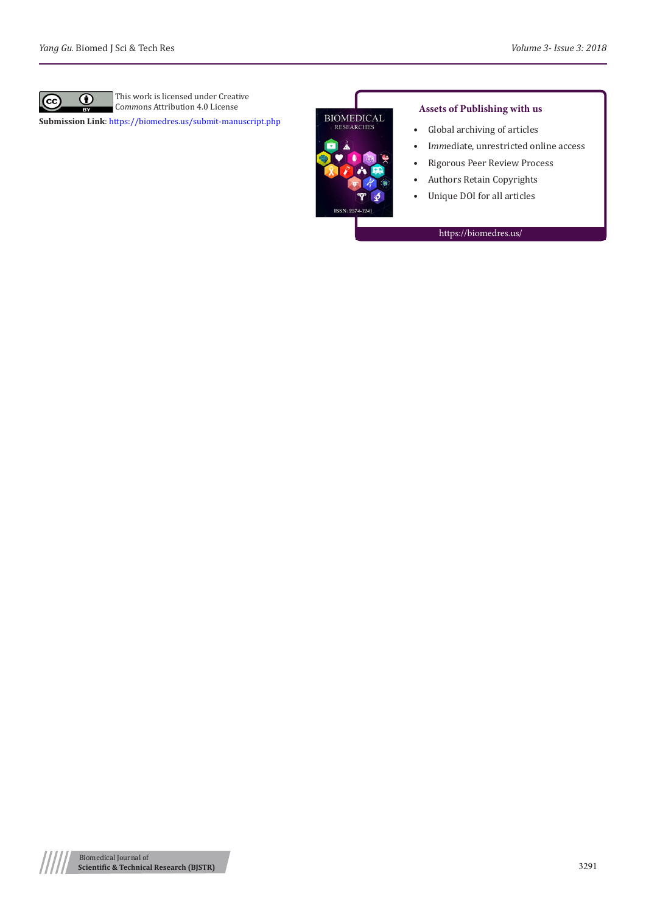This work is licensed under Creative Commons Attribution 4.0 License

**Submission Link**: https://biomedres.us/submit-manuscript.php

### Assets of Publishing with us

- Global archiving of articles
- Immediate, unrestricted online access
- Rigorous Peer Review Process
- Authors Retain Copyrights
- Unique DOI for all articles

https://biomedres.us/